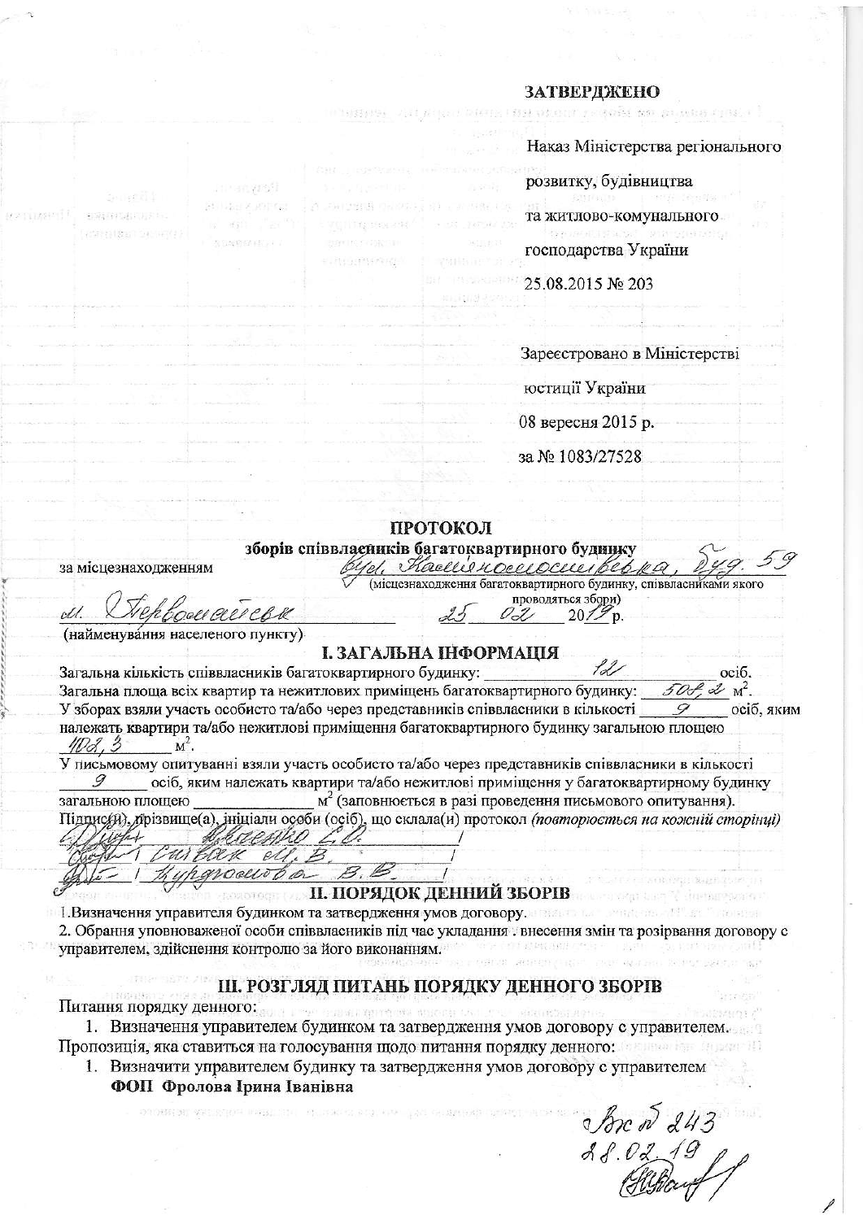**ЗАТВЕРДЖЕНО**

Наказ Міністерства регіонального

розвитку, будівництва

та житлово-комунального

господарства України

25.08.2015 № 203

Зареєстровано в Міністерстві

юстиції України

08 вересня 2015 р.

за № 1083/27528

# ПРОТОКОЛ

## зборів співвласників багатоквартирного будинку

за місцезнаходженням вул. Кам'янomостівська, буд. 59
(місцезнаходження багатоквартирного будинку, співвласниками якого проводяться збори)

м. Первомайськ 25 02 2019 р.
(найменування населеного пункту)

## І. ЗАГАЛЬНА ІНФОРМАЦІЯ

Загальна кількість співвласників багатоквартирного будинку: 12 осіб.

Загальна площа всіх квартир та нежитлових приміщень багатоквартирного будинку: 502,2 м$^2$.

У зборах взяли участь особисто та/або через представників співвласники в кількості 9 осіб, яким належать квартири та/або нежитлові приміщення багатоквартирного будинку загальною площею 408,3 м$^2$.

У письмовому опитуванні взяли участь особисто та/або через представників співвласники в кількості 9 осіб, яким належать квартири та/або нежитлові приміщення у багатоквартирному будинку загальною площею ______________ м$^2$ (заповнюється в разі проведення письмового опитування).

Підпис(и), прізвище(а), ініціали особи (осіб), що склала(и) протокол *(повторюються на кожній сторінці)*

(підпис) / Лукашенко С.О. /
(підпис) / Сивак М.В. /
(підпис) / Курдюмова В.В. /

## ІІ. ПОРЯДОК ДЕННИЙ ЗБОРІВ

1. Визначення управителя будинком та затвердження умов договору.
2. Обрання уповноваженої особи співвласників під час укладання . внесення змін та розірвання договору с управителем, здійснення контролю за його виконанням.

## ІІІ. РОЗГЛЯД ПИТАНЬ ПОРЯДКУ ДЕННОГО ЗБОРІВ

Питання порядку денного:

1. Визначення управителем будинком та затвердження умов договору с управителем.

Пропозиція, яка ставиться на голосування щодо питання порядку денного:

1. Визначити управителем будинку та затвердження умов договору с управителем **ФОП Фролова Ірина Іванівна**

Вх № 243
28.02.19
(підпис)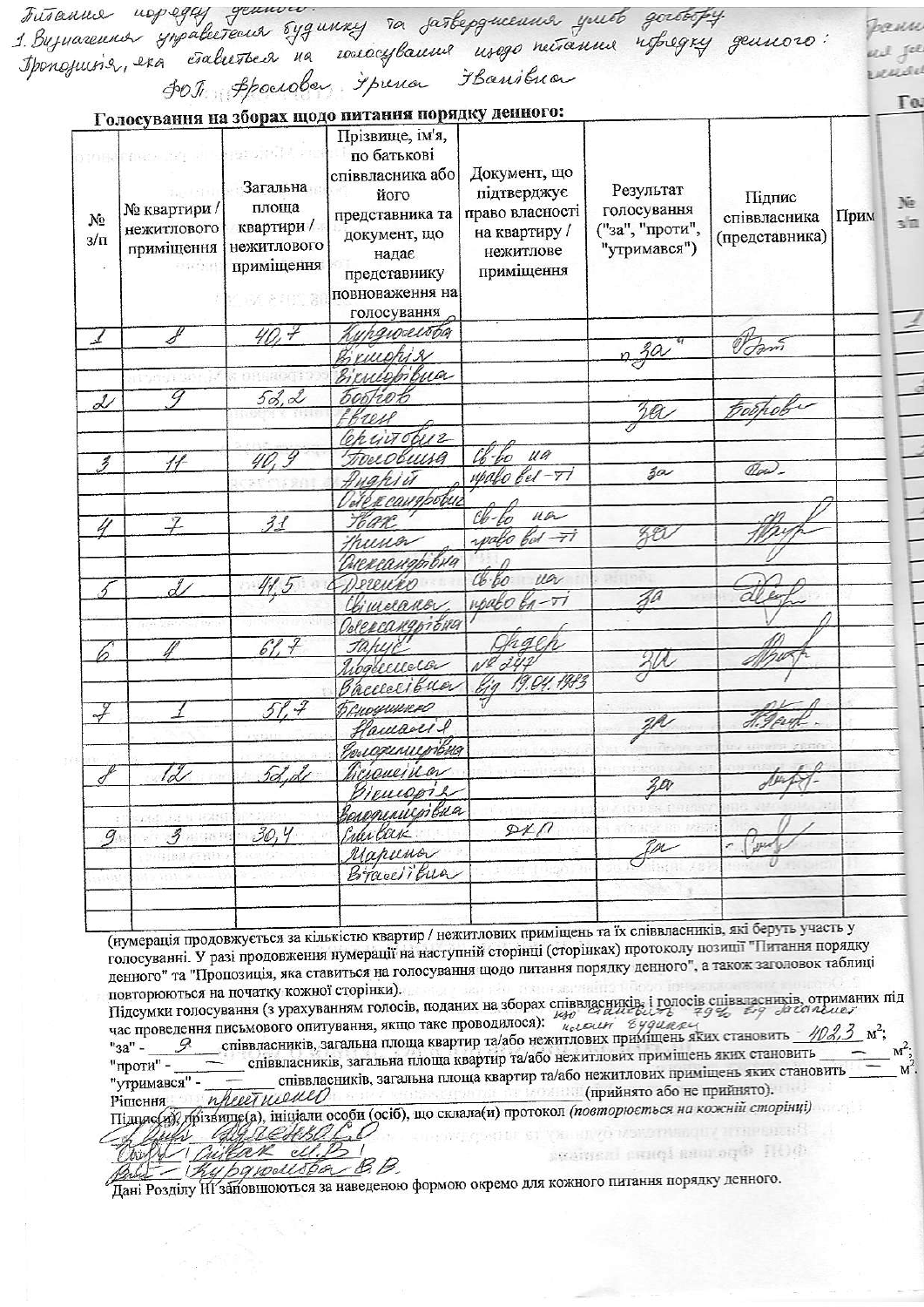Питання порядку денного:
1. Визначення управителя будинку та затвердження умов договору.
Пропозиція, яка ставиться на голосування щодо питання порядку денного:
ФОП Фролова Ірина Іванівна

**Голосування на зборах щодо питання порядку денного:**

| № з/п | № квартири / нежитлового приміщення | Загальна площа квартири / нежитлового приміщення | Прізвище, ім'я, по батькові співвласника або його представника та документ, що надає представнику повноваження на голосування | Документ, що підтверджує право власності на квартиру / нежитлове приміщення | Результат голосування ("за", "проти", "утримався") | Підпис співвласника (представника) | Прим |
|---|---|---|---|---|---|---|---|
| 1 | 8 | 40,7 | Курдюмова Вікторія Вікторівна | | "за" | підпис | |
| 2 | 9 | 52,2 | Бобров Євген Сергійович | | за | Бобров | |
| 3 | 11 | 40,9 | Горобець Андрій Олександрович | Св-во на право вл-ті | за | підпис | |
| 4 | 7 | 33 | Чак Ірина Олександрівна | Св-во на право вл-ті | за | підпис | |
| 5 | 2 | 41,5 | Дяченко Світлана Олександрівна | Св-во на право вл-ті | за | підпис | |
| 6 | 4 | 67,7 | Тарус Людмила Василівна | Ордер № 247 від 19.04.1983 | за | підпис | |
| 7 | 1 | 58,7 | Бондаренко Наталія Володимирівна | | за | підпис | |
| 8 | 12 | 52,2 | Кисельова Вікторія Володимирівна | | за | підпис | |
| 9 | 3 | 30,4 | Співак Марина Віталіївна | ДКП | за | підпис | |

(нумерація продовжується за кількістю квартир / нежитлових приміщень та їх співвласників, які беруть участь у голосуванні. У разі продовження нумерації на наступній сторінці (сторінках) протоколу позиції "Питання порядку денного" та "Пропозиція, яка ставиться на голосування щодо питання порядку денного", а також заголовок таблиці повторюються на початку кожної сторінки).

Підсумки голосування (з урахуванням голосів, поданих на зборах співвласників, і голосів співвласників, отриманих під час проведення письмового опитування, якщо таке проводилося): що становить 79% від загальної площі будинку

"за" - 9 співвласників, загальна площа квартир та/або нежитлових приміщень яких становить 402,3 м²;

"проти" - — співвласників, загальна площа квартир та/або нежитлових приміщень яких становить — м²;

"утримався" - — співвласників, загальна площа квартир та/або нежитлових приміщень яких становить — м².

Рішення прийняте (прийнято або не прийнято).

Підпис(и), прізвище(а), ініціали особи (осіб), що склала(и) протокол *(повторюється на кожній сторінці)*

Дяченко С.О.

Співак М.В.

Курдюмова В.В.

Дані Розділу III заповнюються за наведеною формою окремо для кожного питання порядку денного.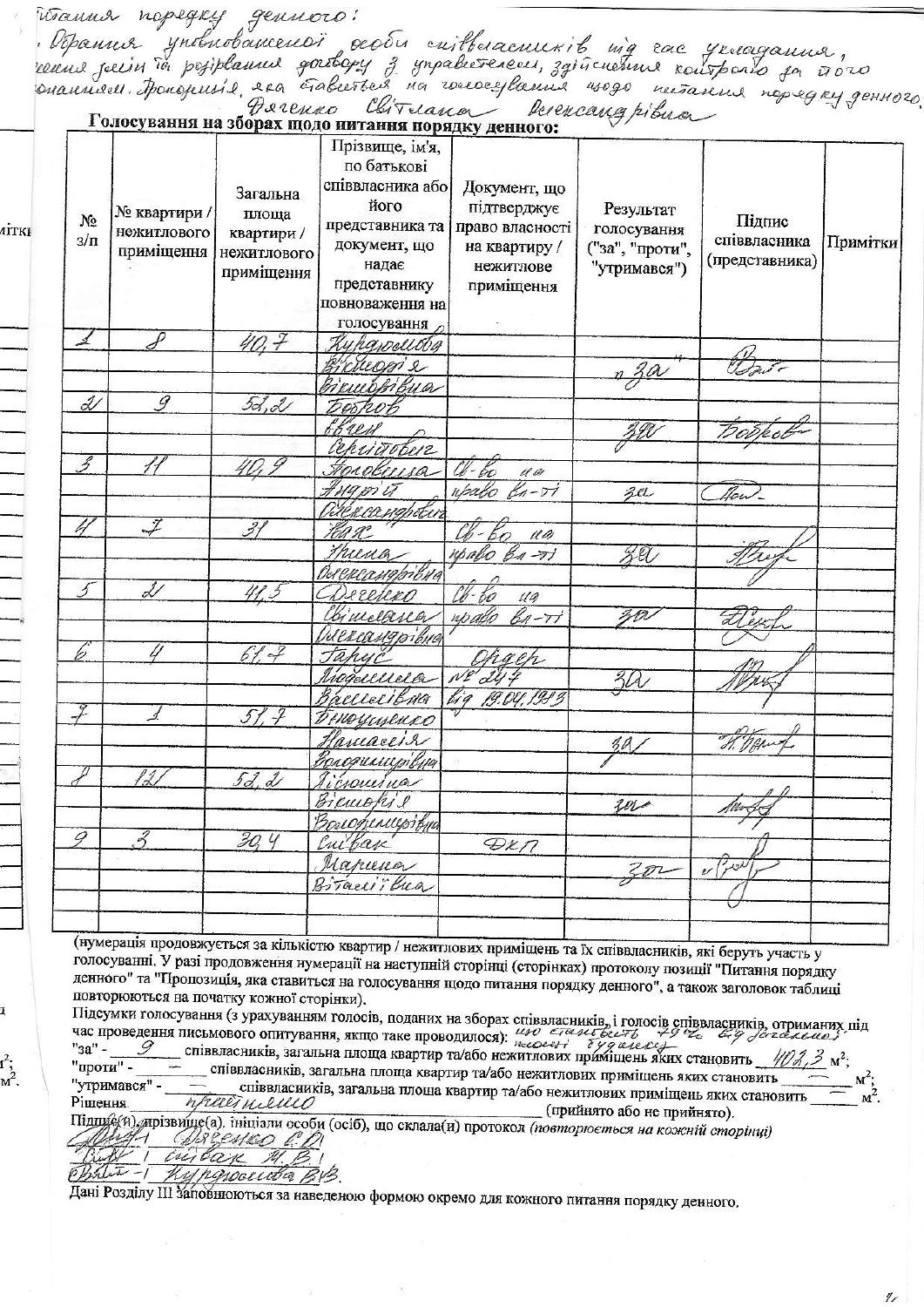Питання порядку денного:
. Обрання уповноваженої особи співвласників під час укладання, внесення змін та розірвання договору з управителем, здійснення контролю за його виконанням. Пропозиція, яка ставиться на голосування щодо питання порядку денного,
Дяченко Світлана Олександрівна

**Голосування на зборах щодо питання порядку денного:**

| № з/п | № квартири / нежитлового приміщення | Загальна площа квартири / нежитлового приміщення | Прізвище, ім'я, по батькові співвласника або його представника та документ, що надає представнику повноваження на голосування | Документ, що підтверджує право власності на квартиру / нежитлове приміщення | Результат голосування ("за", "проти", "утримався") | Підпис співвласника (представника) | Примітки |
|---|---|---|---|---|---|---|---|
| 1 | 8 | 40,7 | Курдюмова Вікторія Віталіївна | | "за" | *(підпис)* | |
| 2 | 9 | 52,2 | Бобков Євген Сергійович | | за | *(підпис)* | |
| 3 | 11 | 40,9 | Головина Андрій Олександрович | Св-во на право вл-ті | за | *(підпис)* | |
| 4 | 7 | 31 | Наз Ірина Олександрівна | Св-во на право вл-ті | за | *(підпис)* | |
| 5 | 2 | 41,5 | Дяченко Світлана Олександрівна | Св-во на право вл-ті | за | *(підпис)* | |
| 6 | 4 | 61,7 | Гарус Людмила Василівна | Ордер № 247 від 19.04.1993 | за | *(підпис)* | |
| 7 | 1 | 51,7 | Біноушенко Наталія Володимирівна | | за | *(підпис)* | |
| 8 | 12 | 52,2 | Лісоміна Вікторія Володимирівна | | за | *(підпис)* | |
| 9 | 3 | 30,4 | Сівак Марина Віталіївна | ДКП | за | *(підпис)* | |

(нумерація продовжується за кількістю квартир / нежитлових приміщень та їх співвласників, які беруть участь у голосуванні. У разі продовження нумерації на наступній сторінці (сторінках) протоколу позиції "Питання порядку денного" та "Пропозиція, яка ставиться на голосування щодо питання порядку денного", а також заголовок таблиці повторюються на початку кожної сторінки).

Підсумки голосування (з урахуванням голосів, поданих на зборах співвласників, і голосів співвласників, отриманих під час проведення письмового опитування, якщо таке проводилося): що становить 49% від загальної площі будинку

"за" - 9 співвласників, загальна площа квартир та/або нежитлових приміщень яких становить 402,3 м²;

"проти" - — співвласників, загальна площа квартир та/або нежитлових приміщень яких становить — м²;

"утримався" - — співвласників, загальна площа квартир та/або нежитлових приміщень яких становить — м².

Рішення прийнято (прийнято або не прийнято).

Підпис(и), прізвище(а), ініціали особи (осіб), що склала(и) протокол *(повторюється на кожній сторінці)*

*(підпис)* / Дяченко С.О.
*(підпис)* / Сівак М.В.
*(підпис)* / Курдюмова В.В.

Дані Розділу III заповнюються за наведеною формою окремо для кожного питання порядку денного.